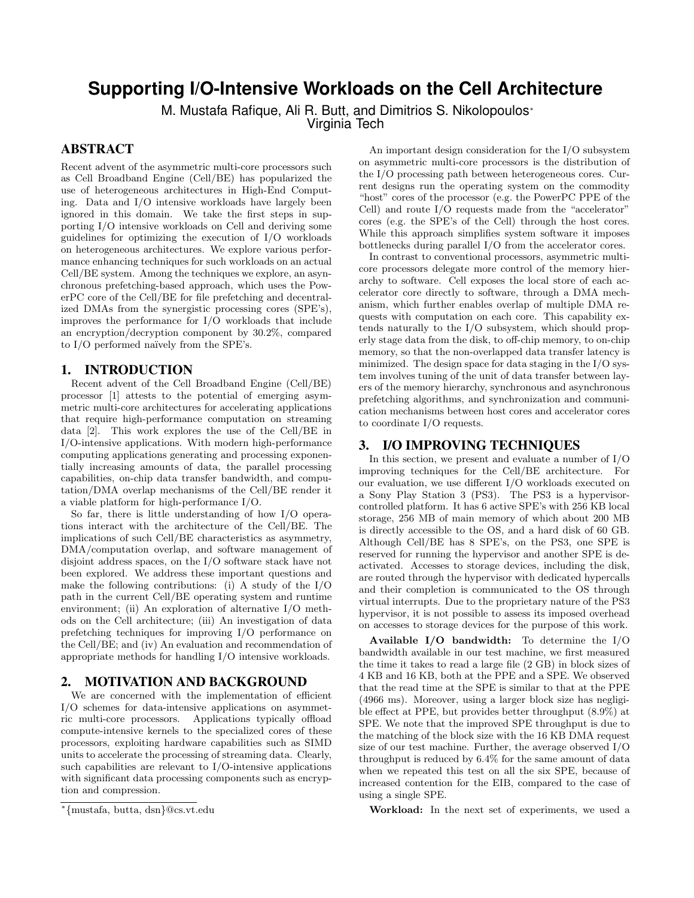# Supporting I/O-Intensive Workloads on the Cell Architecture

M. Mustafa Rafique, Ali R. Butt, and Dimitrios S. Nikolopoulos*
Virginia Tech

## ABSTRACT

Recent advent of the asymmetric multi-core processors such as Cell Broadband Engine (Cell/BE) has popularized the use of heterogeneous architectures in High-End Computing. Data and I/O intensive workloads have largely been ignored in this domain. We take the first steps in supporting I/O intensive workloads on Cell and deriving some guidelines for optimizing the execution of I/O workloads on heterogeneous architectures. We explore various performance enhancing techniques for such workloads on an actual Cell/BE system. Among the techniques we explore, an asynchronous prefetching-based approach, which uses the PowerPC core of the Cell/BE for file prefetching and decentralized DMAs from the synergistic processing cores (SPE's), improves the performance for I/O workloads that include an encryption/decryption component by 30.2%, compared to I/O performed naïvely from the SPE's.

## 1. INTRODUCTION

Recent advent of the Cell Broadband Engine (Cell/BE) processor [1] attests to the potential of emerging asymmetric multi-core architectures for accelerating applications that require high-performance computation on streaming data [2]. This work explores the use of the Cell/BE in I/O-intensive applications. With modern high-performance computing applications generating and processing exponentially increasing amounts of data, the parallel processing capabilities, on-chip data transfer bandwidth, and computation/DMA overlap mechanisms of the Cell/BE render it a viable platform for high-performance I/O.

So far, there is little understanding of how I/O operations interact with the architecture of the Cell/BE. The implications of such Cell/BE characteristics as asymmetry, DMA/computation overlap, and software management of disjoint address spaces, on the I/O software stack have not been explored. We address these important questions and make the following contributions: (i) A study of the I/O path in the current Cell/BE operating system and runtime environment; (ii) An exploration of alternative I/O methods on the Cell architecture; (iii) An investigation of data prefetching techniques for improving I/O performance on the Cell/BE; and (iv) An evaluation and recommendation of appropriate methods for handling I/O intensive workloads.

## 2. MOTIVATION AND BACKGROUND

We are concerned with the implementation of efficient I/O schemes for data-intensive applications on asymmetric multi-core processors. Applications typically offload compute-intensive kernels to the specialized cores of these processors, exploiting hardware capabilities such as SIMD units to accelerate the processing of streaming data. Clearly, such capabilities are relevant to I/O-intensive applications with significant data processing components such as encryption and compression.

An important design consideration for the I/O subsystem on asymmetric multi-core processors is the distribution of the I/O processing path between heterogeneous cores. Current designs run the operating system on the commodity "host" cores of the processor (e.g. the PowerPC PPE of the Cell) and route I/O requests made from the "accelerator" cores (e.g. the SPE's of the Cell) through the host cores. While this approach simplifies system software it imposes bottlenecks during parallel I/O from the accelerator cores.

In contrast to conventional processors, asymmetric multi-core processors delegate more control of the memory hierarchy to software. Cell exposes the local store of each accelerator core directly to software, through a DMA mechanism, which further enables overlap of multiple DMA requests with computation on each core. This capability extends naturally to the I/O subsystem, which should properly stage data from the disk, to off-chip memory, to on-chip memory, so that the non-overlapped data transfer latency is minimized. The design space for data staging in the I/O system involves tuning of the unit of data transfer between layers of the memory hierarchy, synchronous and asynchronous prefetching algorithms, and synchronization and communication mechanisms between host cores and accelerator cores to coordinate I/O requests.

## 3. I/O IMPROVING TECHNIQUES

In this section, we present and evaluate a number of I/O improving techniques for the Cell/BE architecture. For our evaluation, we use different I/O workloads executed on a Sony Play Station 3 (PS3). The PS3 is a hypervisor-controlled platform. It has 6 active SPE's with 256 KB local storage, 256 MB of main memory of which about 200 MB is directly accessible to the OS, and a hard disk of 60 GB. Although Cell/BE has 8 SPE's, on the PS3, one SPE is reserved for running the hypervisor and another SPE is deactivated. Accesses to storage devices, including the disk, are routed through the hypervisor with dedicated hypercalls and their completion is communicated to the OS through virtual interrupts. Due to the proprietary nature of the PS3 hypervisor, it is not possible to assess its imposed overhead on accesses to storage devices for the purpose of this work.

**Available I/O bandwidth:** To determine the I/O bandwidth available in our test machine, we first measured the time it takes to read a large file (2 GB) in block sizes of 4 KB and 16 KB, both at the PPE and a SPE. We observed that the read time at the SPE is similar to that at the PPE (4966 ms). Moreover, using a larger block size has negligible effect at PPE, but provides better throughput (8.9%) at SPE. We note that the improved SPE throughput is due to the matching of the block size with the 16 KB DMA request size of our test machine. Further, the average observed I/O throughput is reduced by 6.4% for the same amount of data when we repeated this test on all the six SPE, because of increased contention for the EIB, compared to the case of using a single SPE.

**Workload:** In the next set of experiments, we used a

*{mustafa, butta, dsn}@cs.vt.edu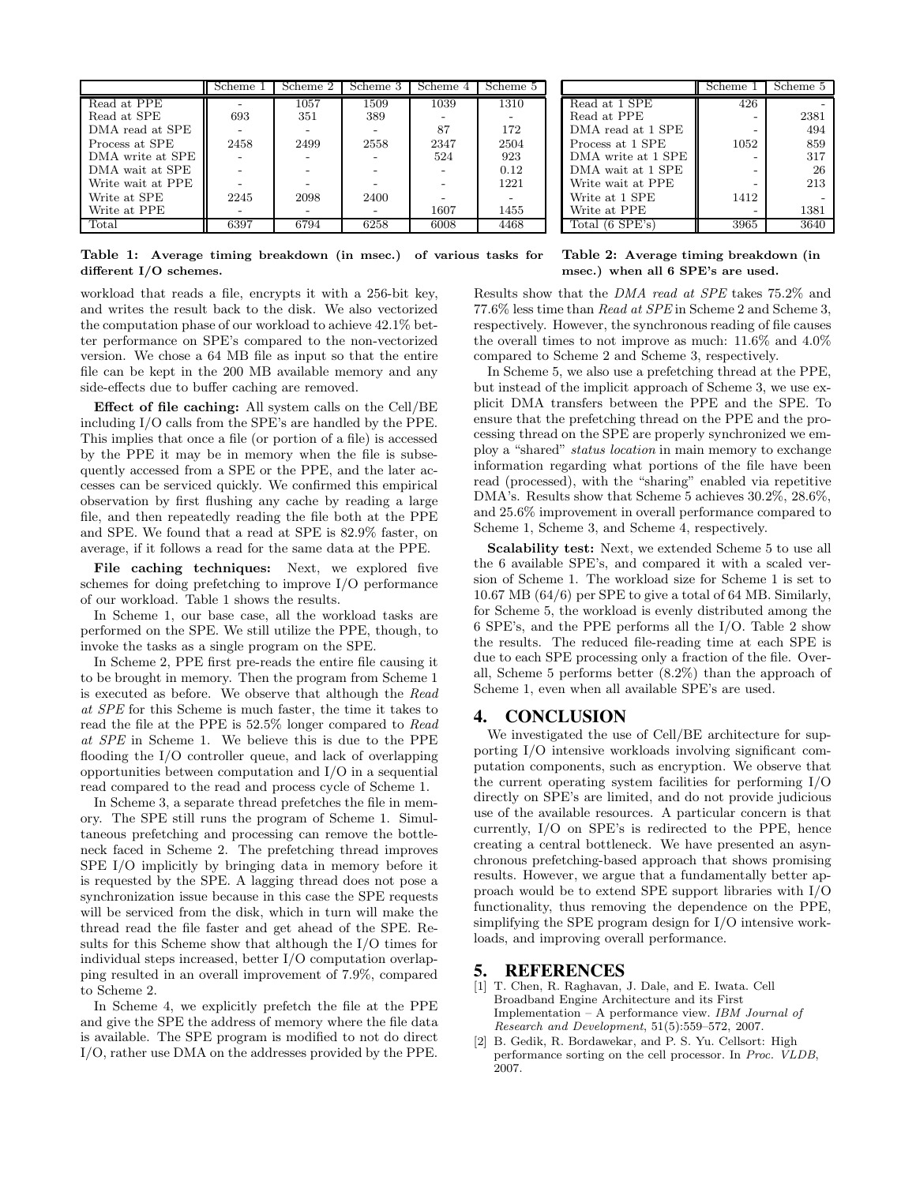| | Scheme 1 | Scheme 2 | Scheme 3 | Scheme 4 | Scheme 5 |
|---|---|---|---|---|---|
| Read at PPE | - | 1057 | 1509 | 1039 | 1310 |
| Read at SPE | 693 | 351 | 389 | - | - |
| DMA read at SPE | - | - | - | 87 | 172 |
| Process at SPE | 2458 | 2499 | 2558 | 2347 | 2504 |
| DMA write at SPE | - | - | - | 524 | 923 |
| DMA wait at SPE | - | - | - | - | 0.12 |
| Write wait at PPE | - | - | - | - | 1221 |
| Write at SPE | 2245 | 2098 | 2400 | - | - |
| Write at PPE | - | - | - | 1607 | 1455 |
| Total | 6397 | 6794 | 6258 | 6008 | 4468 |

**Table 1: Average timing breakdown (in msec.) of various tasks for different I/O schemes.**

| | Scheme 1 | Scheme 5 |
|---|---|---|
| Read at 1 SPE | 426 | - |
| Read at PPE | - | 2381 |
| DMA read at 1 SPE | - | 494 |
| Process at 1 SPE | 1052 | 859 |
| DMA write at 1 SPE | - | 317 |
| DMA wait at 1 SPE | - | 26 |
| Write wait at PPE | - | 213 |
| Write at 1 SPE | 1412 | - |
| Write at PPE | - | 1381 |
| Total (6 SPE's) | 3965 | 3640 |

**Table 2: Average timing breakdown (in msec.) when all 6 SPE's are used.**

workload that reads a file, encrypts it with a 256-bit key, and writes the result back to the disk. We also vectorized the computation phase of our workload to achieve 42.1% better performance on SPE's compared to the non-vectorized version. We chose a 64 MB file as input so that the entire file can be kept in the 200 MB available memory and any side-effects due to buffer caching are removed.

**Effect of file caching:** All system calls on the Cell/BE including I/O calls from the SPE's are handled by the PPE. This implies that once a file (or portion of a file) is accessed by the PPE it may be in memory when the file is subsequently accessed from a SPE or the PPE, and the later accesses can be serviced quickly. We confirmed this empirical observation by first flushing any cache by reading a large file, and then repeatedly reading the file both at the PPE and SPE. We found that a read at SPE is 82.9% faster, on average, if it follows a read for the same data at the PPE.

**File caching techniques:** Next, we explored five schemes for doing prefetching to improve I/O performance of our workload. Table 1 shows the results.

In Scheme 1, our base case, all the workload tasks are performed on the SPE. We still utilize the PPE, though, to invoke the tasks as a single program on the SPE.

In Scheme 2, PPE first pre-reads the entire file causing it to be brought in memory. Then the program from Scheme 1 is executed as before. We observe that although the *Read at SPE* for this Scheme is much faster, the time it takes to read the file at the PPE is 52.5% longer compared to *Read at SPE* in Scheme 1. We believe this is due to the PPE flooding the I/O controller queue, and lack of overlapping opportunities between computation and I/O in a sequential read compared to the read and process cycle of Scheme 1.

In Scheme 3, a separate thread prefetches the file in memory. The SPE still runs the program of Scheme 1. Simultaneous prefetching and processing can remove the bottleneck faced in Scheme 2. The prefetching thread improves SPE I/O implicitly by bringing data in memory before it is requested by the SPE. A lagging thread does not pose a synchronization issue because in this case the SPE requests will be serviced from the disk, which in turn will make the thread read the file faster and get ahead of the SPE. Results for this Scheme show that although the I/O times for individual steps increased, better I/O computation overlapping resulted in an overall improvement of 7.9%, compared to Scheme 2.

In Scheme 4, we explicitly prefetch the file at the PPE and give the SPE the address of memory where the file data is available. The SPE program is modified to not do direct I/O, rather use DMA on the addresses provided by the PPE. Results show that the *DMA read at SPE* takes 75.2% and 77.6% less time than *Read at SPE* in Scheme 2 and Scheme 3, respectively. However, the synchronous reading of file causes the overall times to not improve as much: 11.6% and 4.0% compared to Scheme 2 and Scheme 3, respectively.

In Scheme 5, we also use a prefetching thread at the PPE, but instead of the implicit approach of Scheme 3, we use explicit DMA transfers between the PPE and the SPE. To ensure that the prefetching thread on the PPE and the processing thread on the SPE are properly synchronized we employ a "shared" *status location* in main memory to exchange information regarding what portions of the file have been read (processed), with the "sharing" enabled via repetitive DMA's. Results show that Scheme 5 achieves 30.2%, 28.6%, and 25.6% improvement in overall performance compared to Scheme 1, Scheme 3, and Scheme 4, respectively.

**Scalability test:** Next, we extended Scheme 5 to use all the 6 available SPE's, and compared it with a scaled version of Scheme 1. The workload size for Scheme 1 is set to 10.67 MB (64/6) per SPE to give a total of 64 MB. Similarly, for Scheme 5, the workload is evenly distributed among the 6 SPE's, and the PPE performs all the I/O. Table 2 show the results. The reduced file-reading time at each SPE is due to each SPE processing only a fraction of the file. Overall, Scheme 5 performs better (8.2%) than the approach of Scheme 1, even when all available SPE's are used.

## 4. CONCLUSION

We investigated the use of Cell/BE architecture for supporting I/O intensive workloads involving significant computation components, such as encryption. We observe that the current operating system facilities for performing I/O directly on SPE's are limited, and do not provide judicious use of the available resources. A particular concern is that currently, I/O on SPE's is redirected to the PPE, hence creating a central bottleneck. We have presented an asynchronous prefetching-based approach that shows promising results. However, we argue that a fundamentally better approach would be to extend SPE support libraries with I/O functionality, thus removing the dependence on the PPE, simplifying the SPE program design for I/O intensive workloads, and improving overall performance.

## 5. REFERENCES

[1] T. Chen, R. Raghavan, J. Dale, and E. Iwata. Cell Broadband Engine Architecture and its First Implementation – A performance view. *IBM Journal of Research and Development*, 51(5):559–572, 2007.

[2] B. Gedik, R. Bordawekar, and P. S. Yu. Cellsort: High performance sorting on the cell processor. In *Proc. VLDB*, 2007.